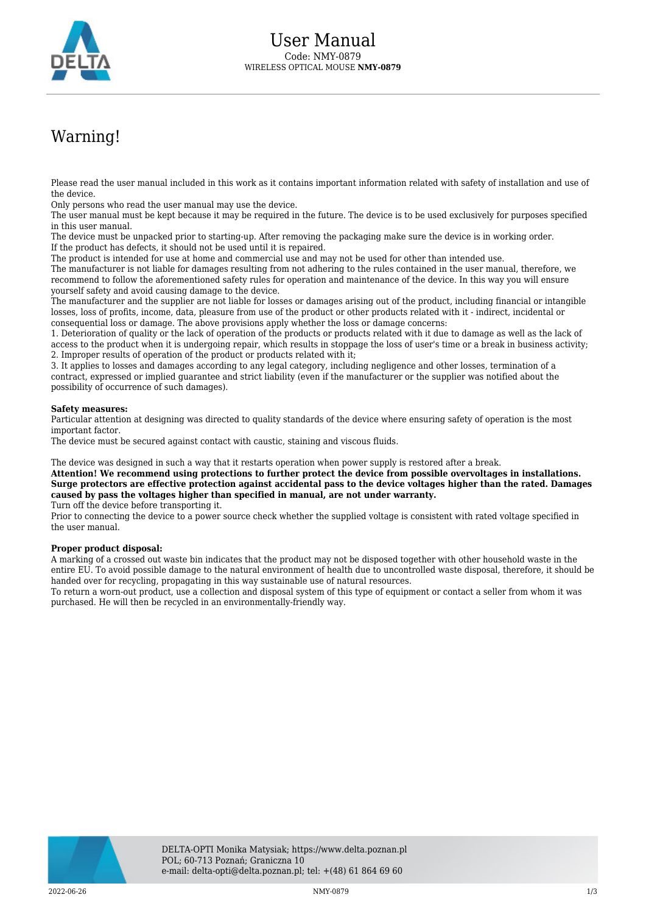# User Manual

Code: NMY-0879

WIRELESS OPTICAL MOUSE **NMY-0879**

## Warning!

Please read the user manual included in this work as it contains important information related with safety of installation and use of the device.
Only persons who read the user manual may use the device.
The user manual must be kept because it may be required in the future. The device is to be used exclusively for purposes specified in this user manual.
The device must be unpacked prior to starting-up. After removing the packaging make sure the device is in working order.
If the product has defects, it should not be used until it is repaired.
The product is intended for use at home and commercial use and may not be used for other than intended use.
The manufacturer is not liable for damages resulting from not adhering to the rules contained in the user manual, therefore, we recommend to follow the aforementioned safety rules for operation and maintenance of the device. In this way you will ensure yourself safety and avoid causing damage to the device.
The manufacturer and the supplier are not liable for losses or damages arising out of the product, including financial or intangible losses, loss of profits, income, data, pleasure from use of the product or other products related with it - indirect, incidental or consequential loss or damage. The above provisions apply whether the loss or damage concerns:
1. Deterioration of quality or the lack of operation of the products or products related with it due to damage as well as the lack of access to the product when it is undergoing repair, which results in stoppage the loss of user's time or a break in business activity;
2. Improper results of operation of the product or products related with it;
3. It applies to losses and damages according to any legal category, including negligence and other losses, termination of a contract, expressed or implied guarantee and strict liability (even if the manufacturer or the supplier was notified about the possibility of occurrence of such damages).

**Safety measures:**
Particular attention at designing was directed to quality standards of the device where ensuring safety of operation is the most important factor.
The device must be secured against contact with caustic, staining and viscous fluids.

The device was designed in such a way that it restarts operation when power supply is restored after a break.
**Attention! We recommend using protections to further protect the device from possible overvoltages in installations. Surge protectors are effective protection against accidental pass to the device voltages higher than the rated. Damages caused by pass the voltages higher than specified in manual, are not under warranty.**
Turn off the device before transporting it.
Prior to connecting the device to a power source check whether the supplied voltage is consistent with rated voltage specified in the user manual.

**Proper product disposal:**
A marking of a crossed out waste bin indicates that the product may not be disposed together with other household waste in the entire EU. To avoid possible damage to the natural environment of health due to uncontrolled waste disposal, therefore, it should be handed over for recycling, propagating in this way sustainable use of natural resources.
To return a worn-out product, use a collection and disposal system of this type of equipment or contact a seller from whom it was purchased. He will then be recycled in an environmentally-friendly way.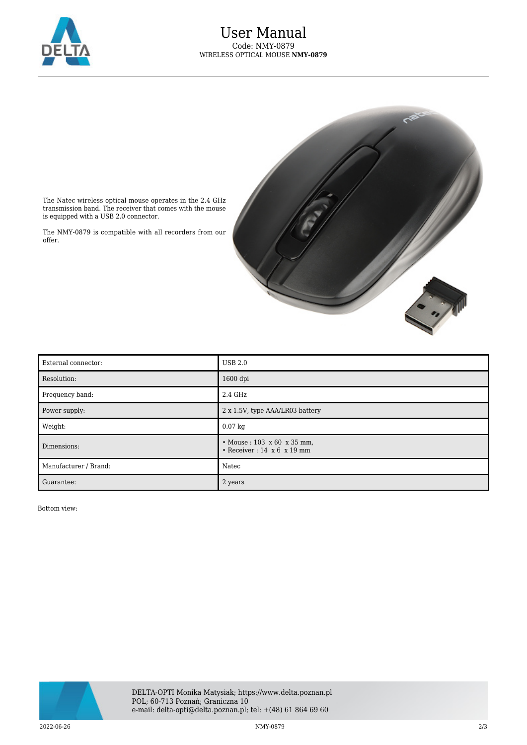The Natec wireless optical mouse operates in the 2.4 GHz transmission band. The receiver that comes with the mouse is equipped with a USB 2.0 connector.

The NMY-0879 is compatible with all recorders from our offer.

| External connector: | USB 2.0 |
|---|---|
| Resolution: | 1600 dpi |
| Frequency band: | 2.4 GHz |
| Power supply: | 2 x 1.5V, type AAA/LR03 battery |
| Weight: | 0.07 kg |
| Dimensions: | • Mouse : 103 x 60 x 35 mm,<br>• Receiver : 14 x 6 x 19 mm |
| Manufacturer / Brand: | Natec |
| Guarantee: | 2 years |

Bottom view: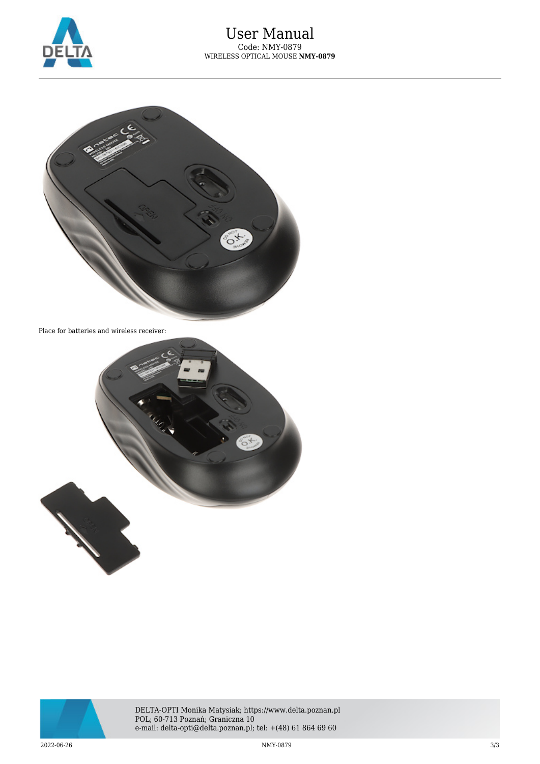Place for batteries and wireless receiver: